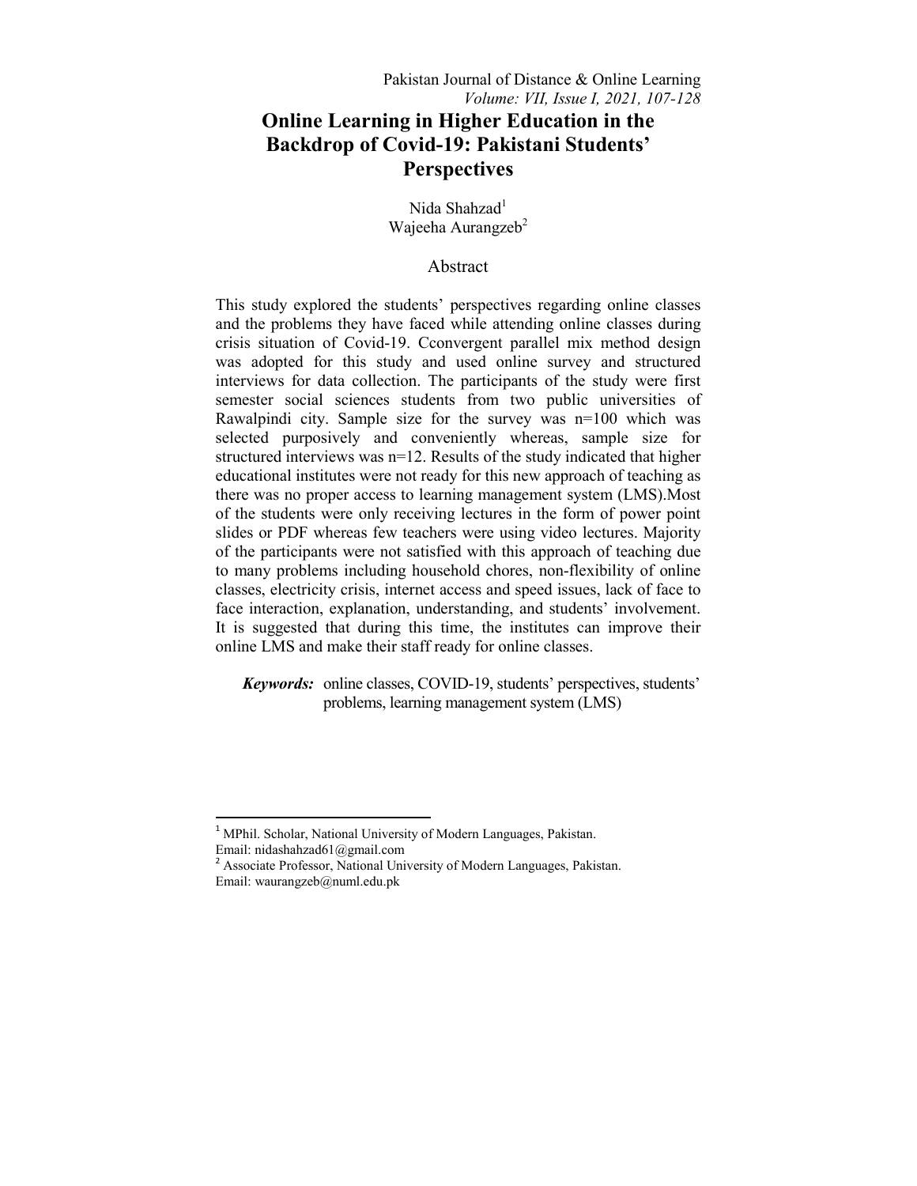# Online Learning in Higher Education in the Backdrop of Covid-19: Pakistani Students' Perspectives

Nida Shahzad[1]
Wajeeha Aurangzeb[2]

## Abstract

This study explored the students' perspectives regarding online classes and the problems they have faced while attending online classes during crisis situation of Covid-19. Cconvergent parallel mix method design was adopted for this study and used online survey and structured interviews for data collection. The participants of the study were first semester social sciences students from two public universities of Rawalpindi city. Sample size for the survey was n=100 which was selected purposively and conveniently whereas, sample size for structured interviews was n=12. Results of the study indicated that higher educational institutes were not ready for this new approach of teaching as there was no proper access to learning management system (LMS).Most of the students were only receiving lectures in the form of power point slides or PDF whereas few teachers were using video lectures. Majority of the participants were not satisfied with this approach of teaching due to many problems including household chores, non-flexibility of online classes, electricity crisis, internet access and speed issues, lack of face to face interaction, explanation, understanding, and students' involvement. It is suggested that during this time, the institutes can improve their online LMS and make their staff ready for online classes.

***Keywords:*** online classes, COVID-19, students' perspectives, students' problems, learning management system (LMS)

---

[1] MPhil. Scholar, National University of Modern Languages, Pakistan. Email: nidashahzad61@gmail.com

[2] Associate Professor, National University of Modern Languages, Pakistan. Email: waurangzeb@numl.edu.pk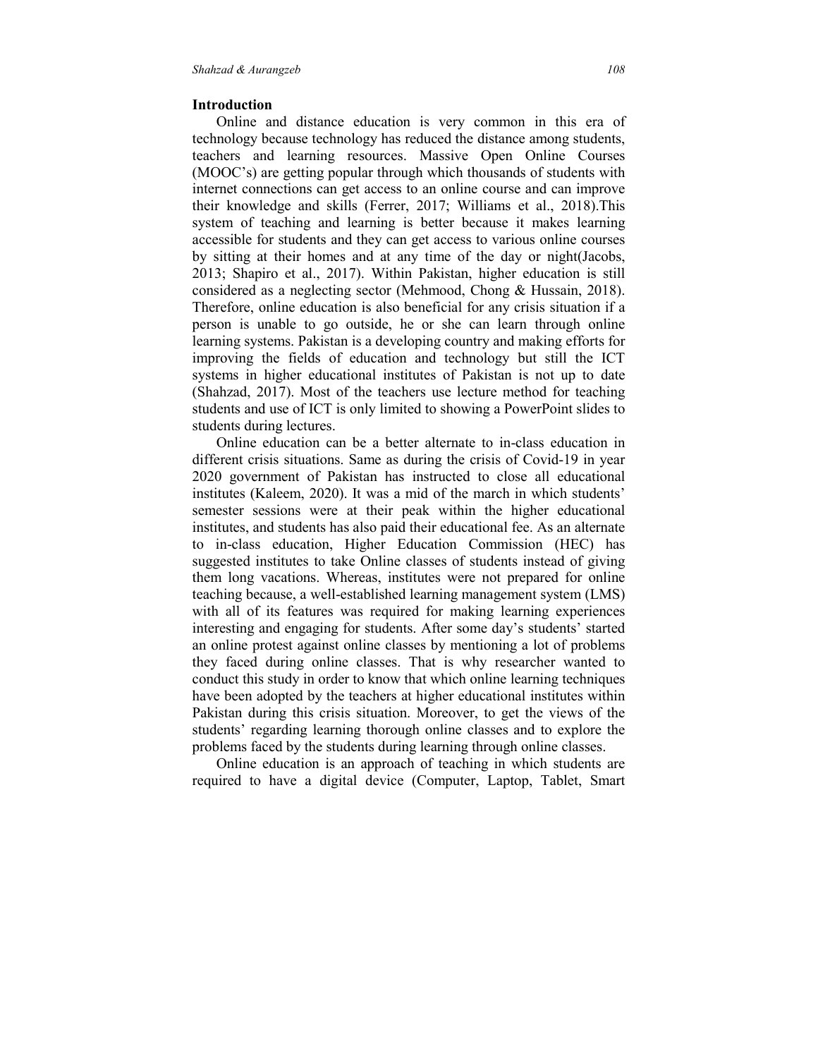## Introduction

Online and distance education is very common in this era of technology because technology has reduced the distance among students, teachers and learning resources. Massive Open Online Courses (MOOC's) are getting popular through which thousands of students with internet connections can get access to an online course and can improve their knowledge and skills (Ferrer, 2017; Williams et al., 2018).This system of teaching and learning is better because it makes learning accessible for students and they can get access to various online courses by sitting at their homes and at any time of the day or night(Jacobs, 2013; Shapiro et al., 2017). Within Pakistan, higher education is still considered as a neglecting sector (Mehmood, Chong & Hussain, 2018). Therefore, online education is also beneficial for any crisis situation if a person is unable to go outside, he or she can learn through online learning systems. Pakistan is a developing country and making efforts for improving the fields of education and technology but still the ICT systems in higher educational institutes of Pakistan is not up to date (Shahzad, 2017). Most of the teachers use lecture method for teaching students and use of ICT is only limited to showing a PowerPoint slides to students during lectures.

Online education can be a better alternate to in-class education in different crisis situations. Same as during the crisis of Covid-19 in year 2020 government of Pakistan has instructed to close all educational institutes (Kaleem, 2020). It was a mid of the march in which students' semester sessions were at their peak within the higher educational institutes, and students has also paid their educational fee. As an alternate to in-class education, Higher Education Commission (HEC) has suggested institutes to take Online classes of students instead of giving them long vacations. Whereas, institutes were not prepared for online teaching because, a well-established learning management system (LMS) with all of its features was required for making learning experiences interesting and engaging for students. After some day's students' started an online protest against online classes by mentioning a lot of problems they faced during online classes. That is why researcher wanted to conduct this study in order to know that which online learning techniques have been adopted by the teachers at higher educational institutes within Pakistan during this crisis situation. Moreover, to get the views of the students' regarding learning thorough online classes and to explore the problems faced by the students during learning through online classes.

Online education is an approach of teaching in which students are required to have a digital device (Computer, Laptop, Tablet, Smart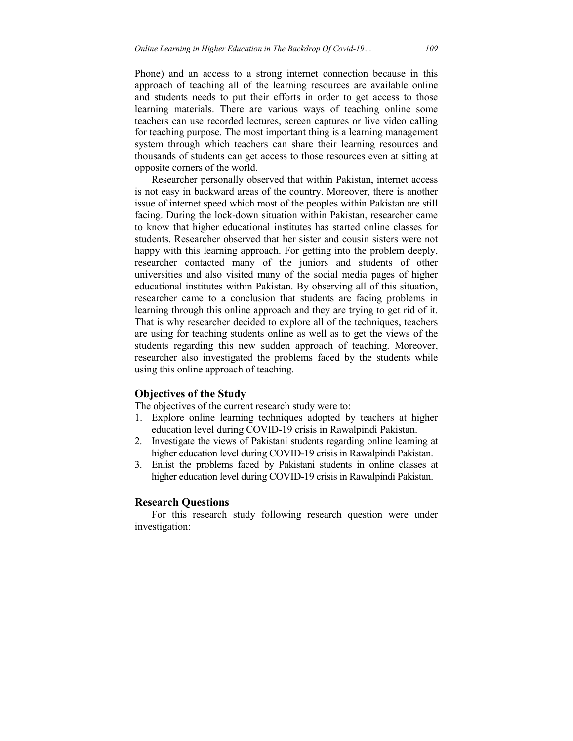Phone) and an access to a strong internet connection because in this approach of teaching all of the learning resources are available online and students needs to put their efforts in order to get access to those learning materials. There are various ways of teaching online some teachers can use recorded lectures, screen captures or live video calling for teaching purpose. The most important thing is a learning management system through which teachers can share their learning resources and thousands of students can get access to those resources even at sitting at opposite corners of the world.

Researcher personally observed that within Pakistan, internet access is not easy in backward areas of the country. Moreover, there is another issue of internet speed which most of the peoples within Pakistan are still facing. During the lock-down situation within Pakistan, researcher came to know that higher educational institutes has started online classes for students. Researcher observed that her sister and cousin sisters were not happy with this learning approach. For getting into the problem deeply, researcher contacted many of the juniors and students of other universities and also visited many of the social media pages of higher educational institutes within Pakistan. By observing all of this situation, researcher came to a conclusion that students are facing problems in learning through this online approach and they are trying to get rid of it. That is why researcher decided to explore all of the techniques, teachers are using for teaching students online as well as to get the views of the students regarding this new sudden approach of teaching. Moreover, researcher also investigated the problems faced by the students while using this online approach of teaching.

## Objectives of the Study

The objectives of the current research study were to:

1. Explore online learning techniques adopted by teachers at higher education level during COVID-19 crisis in Rawalpindi Pakistan.
2. Investigate the views of Pakistani students regarding online learning at higher education level during COVID-19 crisis in Rawalpindi Pakistan.
3. Enlist the problems faced by Pakistani students in online classes at higher education level during COVID-19 crisis in Rawalpindi Pakistan.

## Research Questions

For this research study following research question were under investigation: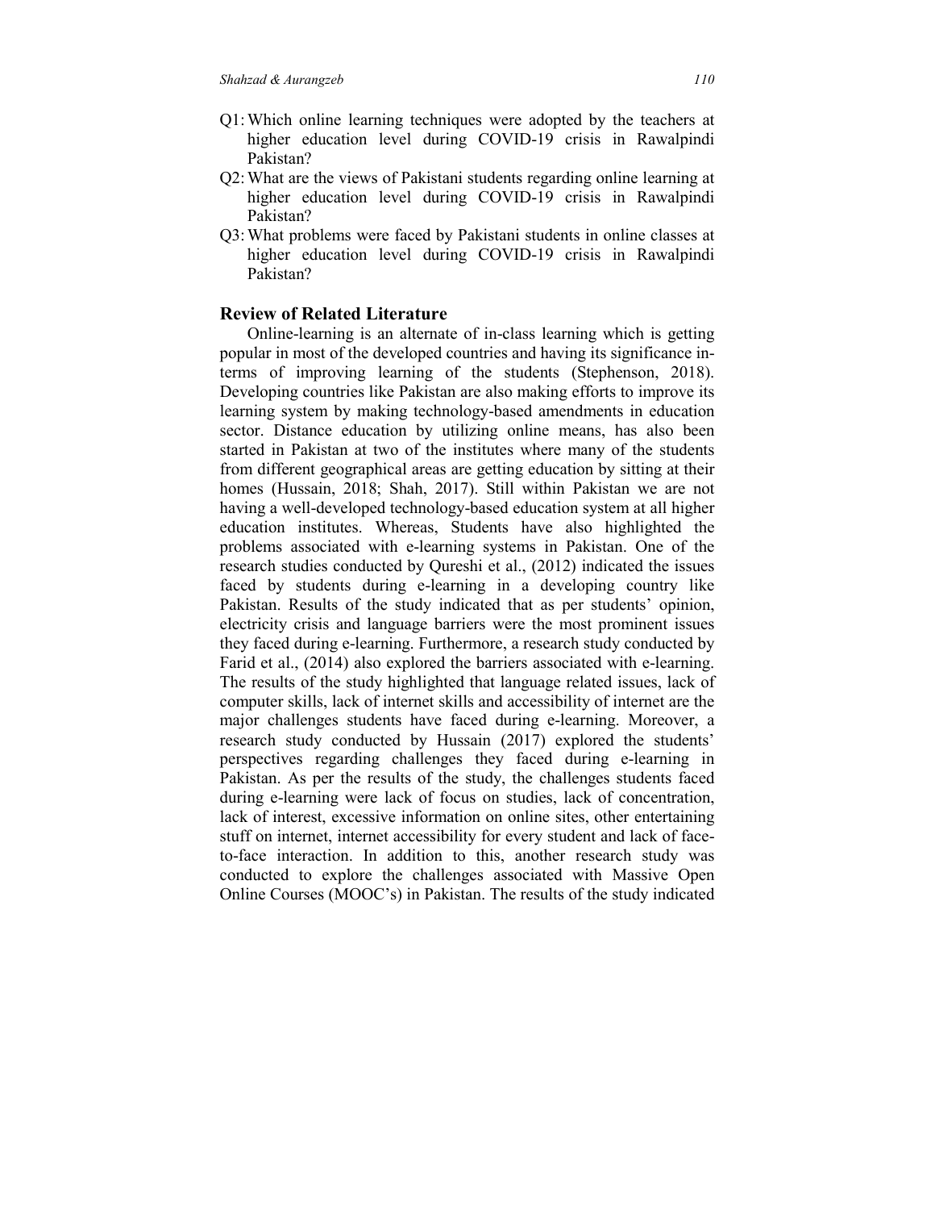Q1: Which online learning techniques were adopted by the teachers at higher education level during COVID-19 crisis in Rawalpindi Pakistan?

Q2: What are the views of Pakistani students regarding online learning at higher education level during COVID-19 crisis in Rawalpindi Pakistan?

Q3: What problems were faced by Pakistani students in online classes at higher education level during COVID-19 crisis in Rawalpindi Pakistan?

## Review of Related Literature

Online-learning is an alternate of in-class learning which is getting popular in most of the developed countries and having its significance in-terms of improving learning of the students (Stephenson, 2018). Developing countries like Pakistan are also making efforts to improve its learning system by making technology-based amendments in education sector. Distance education by utilizing online means, has also been started in Pakistan at two of the institutes where many of the students from different geographical areas are getting education by sitting at their homes (Hussain, 2018; Shah, 2017). Still within Pakistan we are not having a well-developed technology-based education system at all higher education institutes. Whereas, Students have also highlighted the problems associated with e-learning systems in Pakistan. One of the research studies conducted by Qureshi et al., (2012) indicated the issues faced by students during e-learning in a developing country like Pakistan. Results of the study indicated that as per students' opinion, electricity crisis and language barriers were the most prominent issues they faced during e-learning. Furthermore, a research study conducted by Farid et al., (2014) also explored the barriers associated with e-learning. The results of the study highlighted that language related issues, lack of computer skills, lack of internet skills and accessibility of internet are the major challenges students have faced during e-learning. Moreover, a research study conducted by Hussain (2017) explored the students' perspectives regarding challenges they faced during e-learning in Pakistan. As per the results of the study, the challenges students faced during e-learning were lack of focus on studies, lack of concentration, lack of interest, excessive information on online sites, other entertaining stuff on internet, internet accessibility for every student and lack of face-to-face interaction. In addition to this, another research study was conducted to explore the challenges associated with Massive Open Online Courses (MOOC's) in Pakistan. The results of the study indicated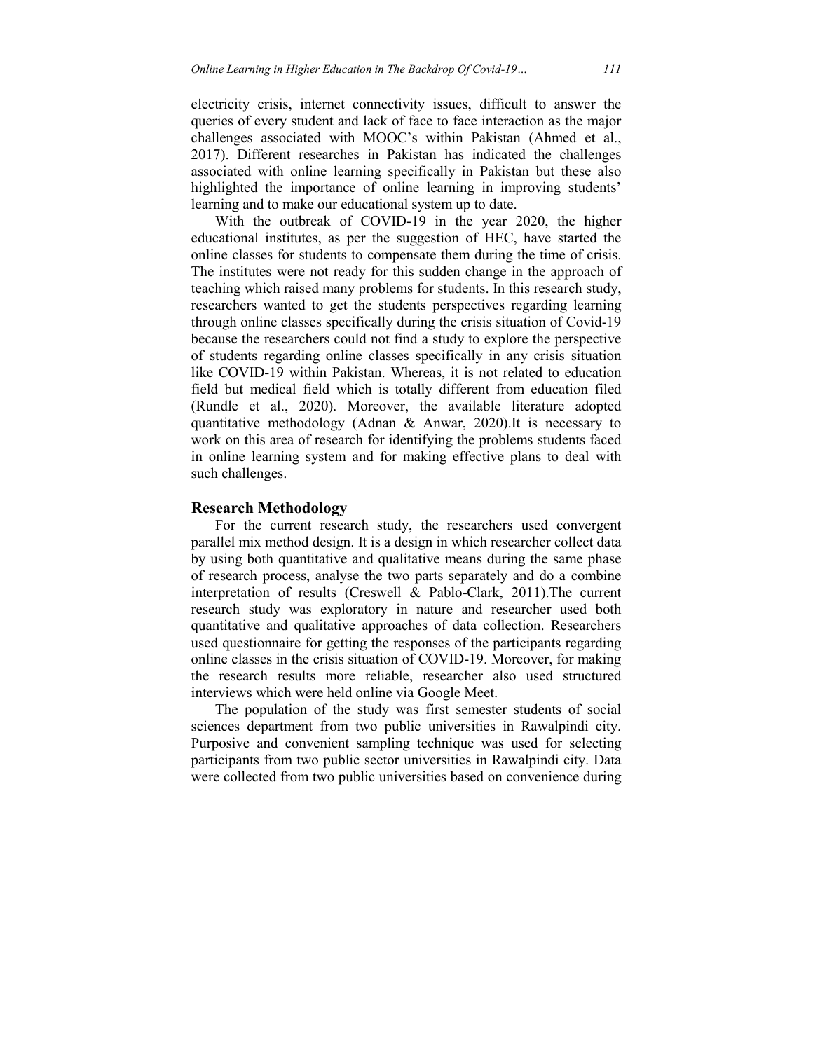electricity crisis, internet connectivity issues, difficult to answer the queries of every student and lack of face to face interaction as the major challenges associated with MOOC's within Pakistan (Ahmed et al., 2017). Different researches in Pakistan has indicated the challenges associated with online learning specifically in Pakistan but these also highlighted the importance of online learning in improving students' learning and to make our educational system up to date.

With the outbreak of COVID-19 in the year 2020, the higher educational institutes, as per the suggestion of HEC, have started the online classes for students to compensate them during the time of crisis. The institutes were not ready for this sudden change in the approach of teaching which raised many problems for students. In this research study, researchers wanted to get the students perspectives regarding learning through online classes specifically during the crisis situation of Covid-19 because the researchers could not find a study to explore the perspective of students regarding online classes specifically in any crisis situation like COVID-19 within Pakistan. Whereas, it is not related to education field but medical field which is totally different from education filed (Rundle et al., 2020). Moreover, the available literature adopted quantitative methodology (Adnan & Anwar, 2020).It is necessary to work on this area of research for identifying the problems students faced in online learning system and for making effective plans to deal with such challenges.

## Research Methodology

For the current research study, the researchers used convergent parallel mix method design. It is a design in which researcher collect data by using both quantitative and qualitative means during the same phase of research process, analyse the two parts separately and do a combine interpretation of results (Creswell & Pablo-Clark, 2011).The current research study was exploratory in nature and researcher used both quantitative and qualitative approaches of data collection. Researchers used questionnaire for getting the responses of the participants regarding online classes in the crisis situation of COVID-19. Moreover, for making the research results more reliable, researcher also used structured interviews which were held online via Google Meet.

The population of the study was first semester students of social sciences department from two public universities in Rawalpindi city. Purposive and convenient sampling technique was used for selecting participants from two public sector universities in Rawalpindi city. Data were collected from two public universities based on convenience during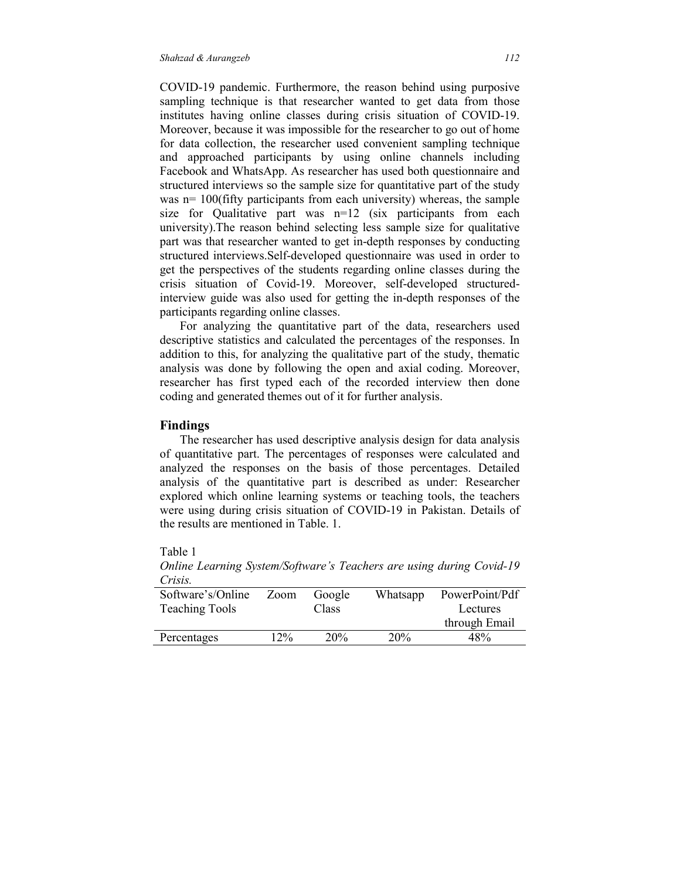COVID-19 pandemic. Furthermore, the reason behind using purposive sampling technique is that researcher wanted to get data from those institutes having online classes during crisis situation of COVID-19. Moreover, because it was impossible for the researcher to go out of home for data collection, the researcher used convenient sampling technique and approached participants by using online channels including Facebook and WhatsApp. As researcher has used both questionnaire and structured interviews so the sample size for quantitative part of the study was n= 100(fifty participants from each university) whereas, the sample size for Qualitative part was n=12 (six participants from each university).The reason behind selecting less sample size for qualitative part was that researcher wanted to get in-depth responses by conducting structured interviews.Self-developed questionnaire was used in order to get the perspectives of the students regarding online classes during the crisis situation of Covid-19. Moreover, self-developed structured-interview guide was also used for getting the in-depth responses of the participants regarding online classes.

For analyzing the quantitative part of the data, researchers used descriptive statistics and calculated the percentages of the responses. In addition to this, for analyzing the qualitative part of the study, thematic analysis was done by following the open and axial coding. Moreover, researcher has first typed each of the recorded interview then done coding and generated themes out of it for further analysis.

## Findings

The researcher has used descriptive analysis design for data analysis of quantitative part. The percentages of responses were calculated and analyzed the responses on the basis of those percentages. Detailed analysis of the quantitative part is described as under: Researcher explored which online learning systems or teaching tools, the teachers were using during crisis situation of COVID-19 in Pakistan. Details of the results are mentioned in Table. 1.

Table 1

*Online Learning System/Software's Teachers are using during Covid-19 Crisis.*

| Software's/Online Teaching Tools | Zoom | Google Class | Whatsapp | PowerPoint/Pdf Lectures through Email |
|---|---|---|---|---|
| Percentages | 12% | 20% | 20% | 48% |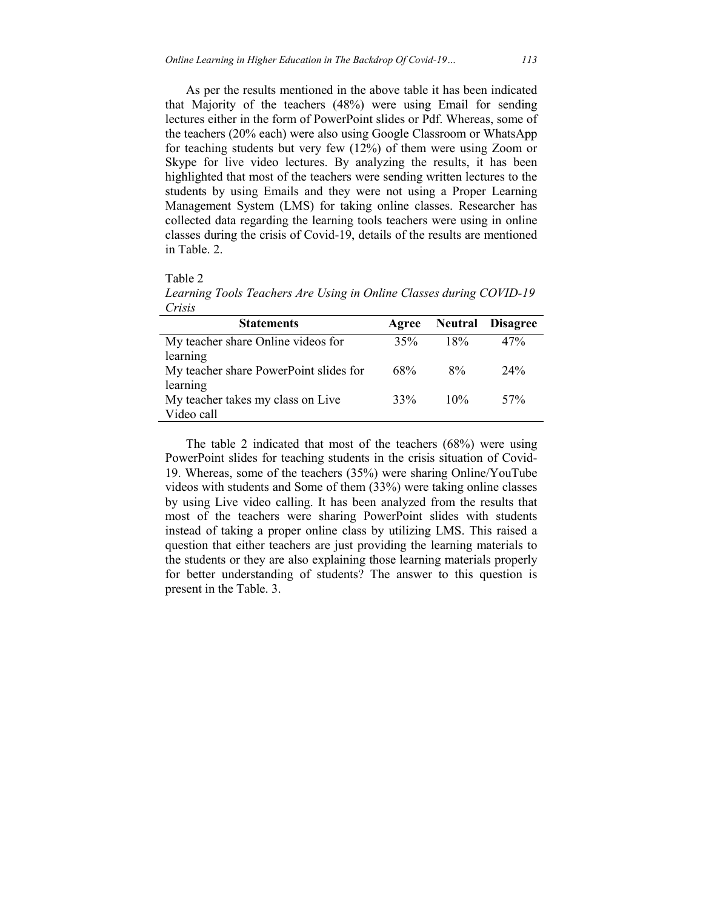As per the results mentioned in the above table it has been indicated that Majority of the teachers (48%) were using Email for sending lectures either in the form of PowerPoint slides or Pdf. Whereas, some of the teachers (20% each) were also using Google Classroom or WhatsApp for teaching students but very few (12%) of them were using Zoom or Skype for live video lectures. By analyzing the results, it has been highlighted that most of the teachers were sending written lectures to the students by using Emails and they were not using a Proper Learning Management System (LMS) for taking online classes. Researcher has collected data regarding the learning tools teachers were using in online classes during the crisis of Covid-19, details of the results are mentioned in Table. 2.

Table 2

*Learning Tools Teachers Are Using in Online Classes during COVID-19 Crisis*

| Statements | Agree | Neutral | Disagree |
|---|---|---|---|
| My teacher share Online videos for learning | 35% | 18% | 47% |
| My teacher share PowerPoint slides for learning | 68% | 8% | 24% |
| My teacher takes my class on Live Video call | 33% | 10% | 57% |

The table 2 indicated that most of the teachers (68%) were using PowerPoint slides for teaching students in the crisis situation of Covid-19. Whereas, some of the teachers (35%) were sharing Online/YouTube videos with students and Some of them (33%) were taking online classes by using Live video calling. It has been analyzed from the results that most of the teachers were sharing PowerPoint slides with students instead of taking a proper online class by utilizing LMS. This raised a question that either teachers are just providing the learning materials to the students or they are also explaining those learning materials properly for better understanding of students? The answer to this question is present in the Table. 3.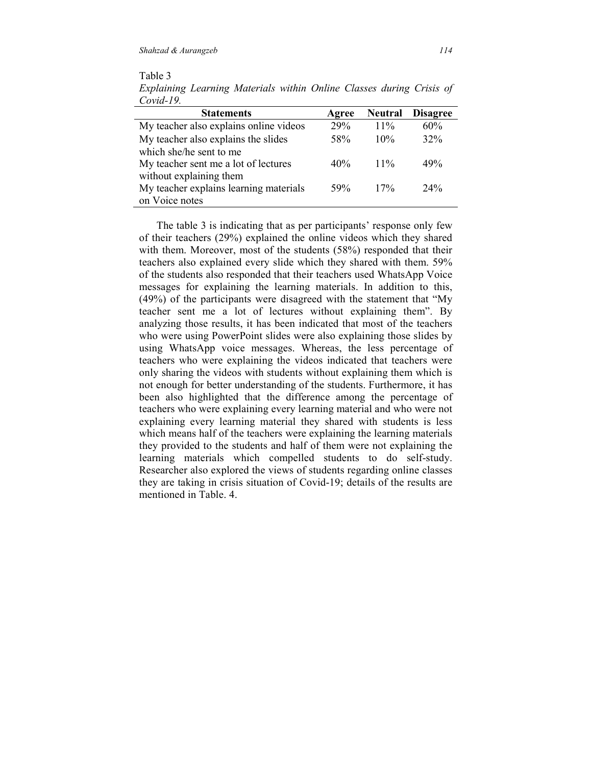Table 3

*Explaining Learning Materials within Online Classes during Crisis of Covid-19.*

| Statements | Agree | Neutral | Disagree |
|---|---|---|---|
| My teacher also explains online videos | 29% | 11% | 60% |
| My teacher also explains the slides which she/he sent to me | 58% | 10% | 32% |
| My teacher sent me a lot of lectures without explaining them | 40% | 11% | 49% |
| My teacher explains learning materials on Voice notes | 59% | 17% | 24% |

The table 3 is indicating that as per participants' response only few of their teachers (29%) explained the online videos which they shared with them. Moreover, most of the students (58%) responded that their teachers also explained every slide which they shared with them. 59% of the students also responded that their teachers used WhatsApp Voice messages for explaining the learning materials. In addition to this, (49%) of the participants were disagreed with the statement that "My teacher sent me a lot of lectures without explaining them". By analyzing those results, it has been indicated that most of the teachers who were using PowerPoint slides were also explaining those slides by using WhatsApp voice messages. Whereas, the less percentage of teachers who were explaining the videos indicated that teachers were only sharing the videos with students without explaining them which is not enough for better understanding of the students. Furthermore, it has been also highlighted that the difference among the percentage of teachers who were explaining every learning material and who were not explaining every learning material they shared with students is less which means half of the teachers were explaining the learning materials they provided to the students and half of them were not explaining the learning materials which compelled students to do self-study. Researcher also explored the views of students regarding online classes they are taking in crisis situation of Covid-19; details of the results are mentioned in Table. 4.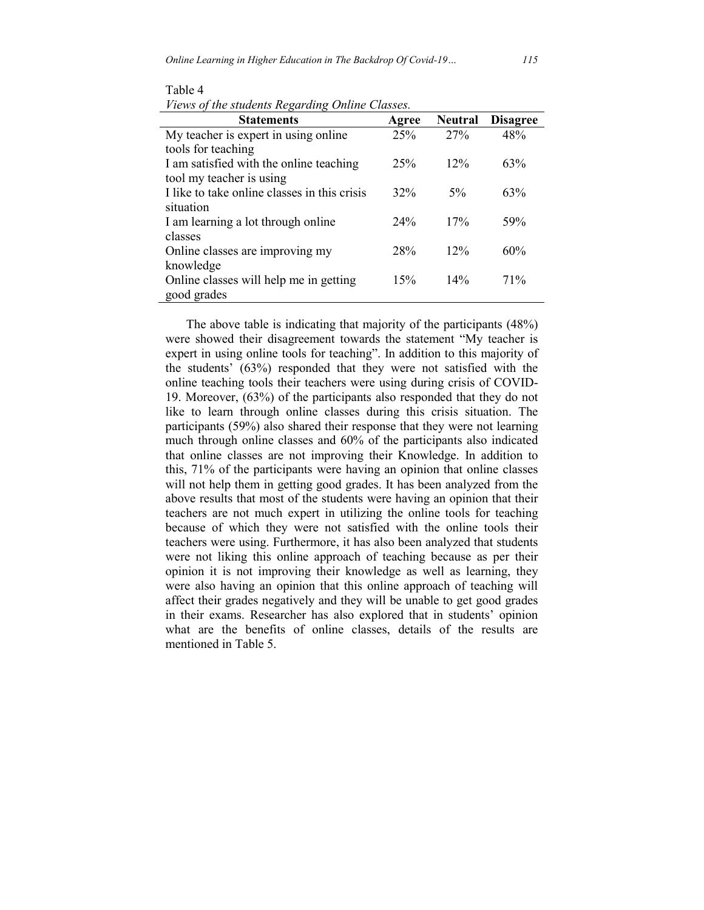Table 4

*Views of the students Regarding Online Classes.*

| Statements | Agree | Neutral | Disagree |
|---|---|---|---|
| My teacher is expert in using online tools for teaching | 25% | 27% | 48% |
| I am satisfied with the online teaching tool my teacher is using | 25% | 12% | 63% |
| I like to take online classes in this crisis situation | 32% | 5% | 63% |
| I am learning a lot through online classes | 24% | 17% | 59% |
| Online classes are improving my knowledge | 28% | 12% | 60% |
| Online classes will help me in getting good grades | 15% | 14% | 71% |

The above table is indicating that majority of the participants (48%) were showed their disagreement towards the statement "My teacher is expert in using online tools for teaching". In addition to this majority of the students' (63%) responded that they were not satisfied with the online teaching tools their teachers were using during crisis of COVID-19. Moreover, (63%) of the participants also responded that they do not like to learn through online classes during this crisis situation. The participants (59%) also shared their response that they were not learning much through online classes and 60% of the participants also indicated that online classes are not improving their Knowledge. In addition to this, 71% of the participants were having an opinion that online classes will not help them in getting good grades. It has been analyzed from the above results that most of the students were having an opinion that their teachers are not much expert in utilizing the online tools for teaching because of which they were not satisfied with the online tools their teachers were using. Furthermore, it has also been analyzed that students were not liking this online approach of teaching because as per their opinion it is not improving their knowledge as well as learning, they were also having an opinion that this online approach of teaching will affect their grades negatively and they will be unable to get good grades in their exams. Researcher has also explored that in students' opinion what are the benefits of online classes, details of the results are mentioned in Table 5.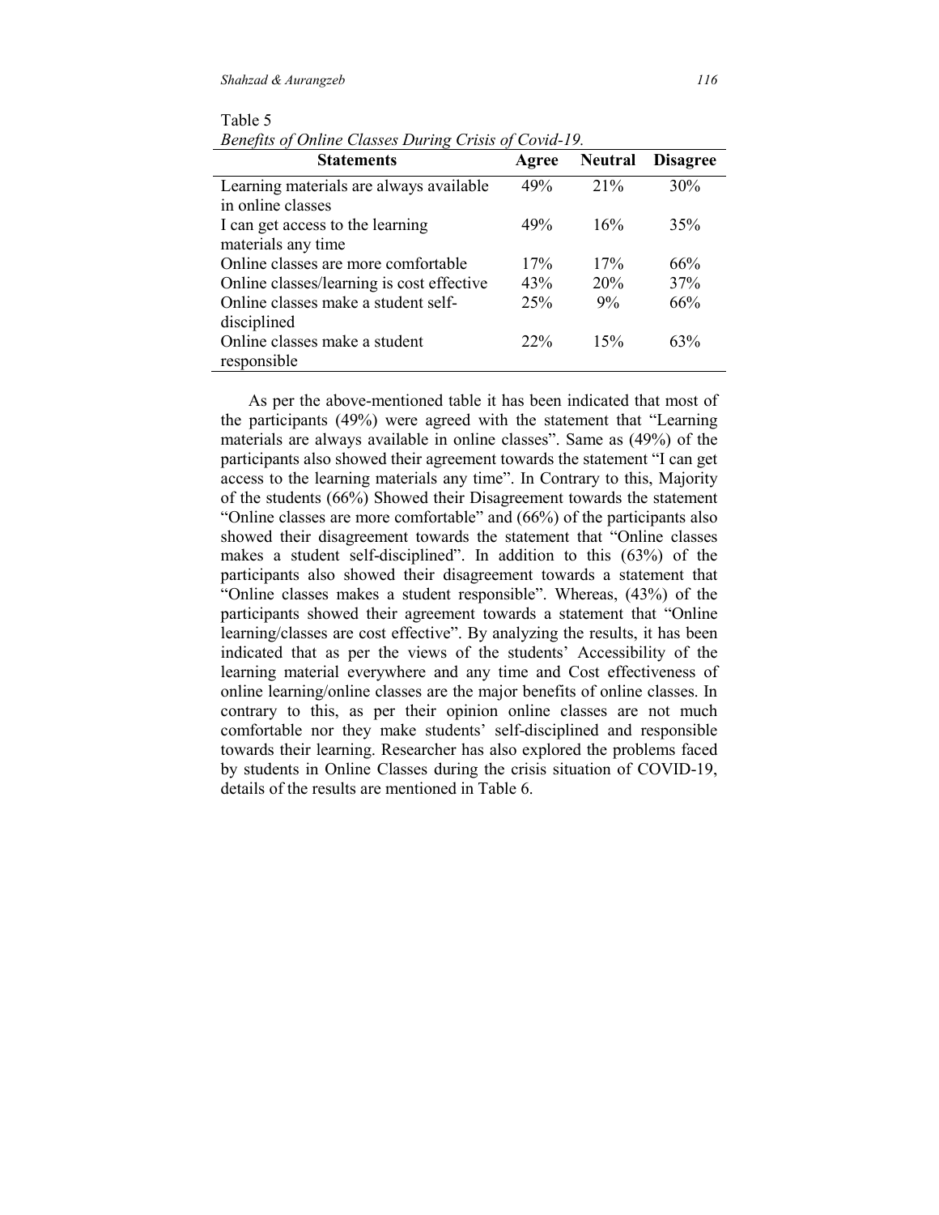Table 5

*Benefits of Online Classes During Crisis of Covid-19.*

| Statements | Agree | Neutral | Disagree |
|---|---|---|---|
| Learning materials are always available in online classes | 49% | 21% | 30% |
| I can get access to the learning materials any time | 49% | 16% | 35% |
| Online classes are more comfortable | 17% | 17% | 66% |
| Online classes/learning is cost effective | 43% | 20% | 37% |
| Online classes make a student self-disciplined | 25% | 9% | 66% |
| Online classes make a student responsible | 22% | 15% | 63% |

As per the above-mentioned table it has been indicated that most of the participants (49%) were agreed with the statement that "Learning materials are always available in online classes". Same as (49%) of the participants also showed their agreement towards the statement "I can get access to the learning materials any time". In Contrary to this, Majority of the students (66%) Showed their Disagreement towards the statement "Online classes are more comfortable" and (66%) of the participants also showed their disagreement towards the statement that "Online classes makes a student self-disciplined". In addition to this (63%) of the participants also showed their disagreement towards a statement that "Online classes makes a student responsible". Whereas, (43%) of the participants showed their agreement towards a statement that "Online learning/classes are cost effective". By analyzing the results, it has been indicated that as per the views of the students' Accessibility of the learning material everywhere and any time and Cost effectiveness of online learning/online classes are the major benefits of online classes. In contrary to this, as per their opinion online classes are not much comfortable nor they make students' self-disciplined and responsible towards their learning. Researcher has also explored the problems faced by students in Online Classes during the crisis situation of COVID-19, details of the results are mentioned in Table 6.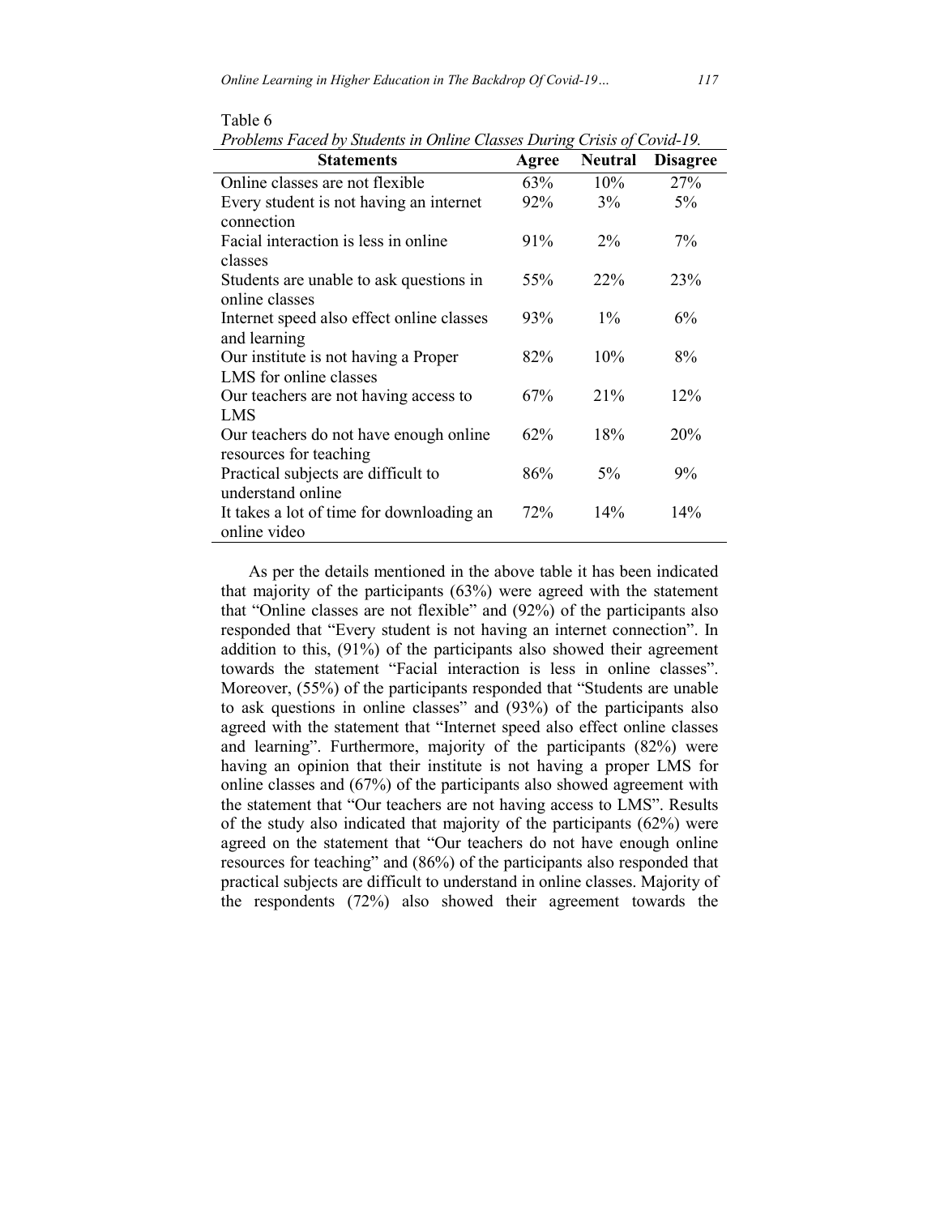Table 6

*Problems Faced by Students in Online Classes During Crisis of Covid-19.*

| Statements | Agree | Neutral | Disagree |
|---|---|---|---|
| Online classes are not flexible | 63% | 10% | 27% |
| Every student is not having an internet connection | 92% | 3% | 5% |
| Facial interaction is less in online classes | 91% | 2% | 7% |
| Students are unable to ask questions in online classes | 55% | 22% | 23% |
| Internet speed also effect online classes and learning | 93% | 1% | 6% |
| Our institute is not having a Proper LMS for online classes | 82% | 10% | 8% |
| Our teachers are not having access to LMS | 67% | 21% | 12% |
| Our teachers do not have enough online resources for teaching | 62% | 18% | 20% |
| Practical subjects are difficult to understand online | 86% | 5% | 9% |
| It takes a lot of time for downloading an online video | 72% | 14% | 14% |

As per the details mentioned in the above table it has been indicated that majority of the participants (63%) were agreed with the statement that "Online classes are not flexible" and (92%) of the participants also responded that "Every student is not having an internet connection". In addition to this, (91%) of the participants also showed their agreement towards the statement "Facial interaction is less in online classes". Moreover, (55%) of the participants responded that "Students are unable to ask questions in online classes" and (93%) of the participants also agreed with the statement that "Internet speed also effect online classes and learning". Furthermore, majority of the participants (82%) were having an opinion that their institute is not having a proper LMS for online classes and (67%) of the participants also showed agreement with the statement that "Our teachers are not having access to LMS". Results of the study also indicated that majority of the participants (62%) were agreed on the statement that "Our teachers do not have enough online resources for teaching" and (86%) of the participants also responded that practical subjects are difficult to understand in online classes. Majority of the respondents (72%) also showed their agreement towards the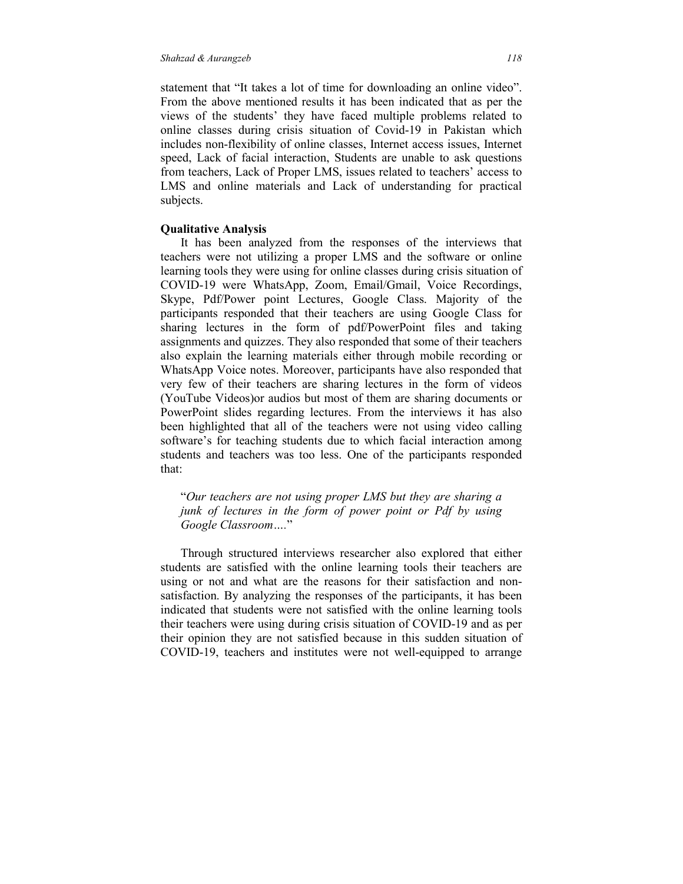statement that "It takes a lot of time for downloading an online video". From the above mentioned results it has been indicated that as per the views of the students' they have faced multiple problems related to online classes during crisis situation of Covid-19 in Pakistan which includes non-flexibility of online classes, Internet access issues, Internet speed, Lack of facial interaction, Students are unable to ask questions from teachers, Lack of Proper LMS, issues related to teachers' access to LMS and online materials and Lack of understanding for practical subjects.

**Qualitative Analysis**

It has been analyzed from the responses of the interviews that teachers were not utilizing a proper LMS and the software or online learning tools they were using for online classes during crisis situation of COVID-19 were WhatsApp, Zoom, Email/Gmail, Voice Recordings, Skype, Pdf/Power point Lectures, Google Class. Majority of the participants responded that their teachers are using Google Class for sharing lectures in the form of pdf/PowerPoint files and taking assignments and quizzes. They also responded that some of their teachers also explain the learning materials either through mobile recording or WhatsApp Voice notes. Moreover, participants have also responded that very few of their teachers are sharing lectures in the form of videos (YouTube Videos)or audios but most of them are sharing documents or PowerPoint slides regarding lectures. From the interviews it has also been highlighted that all of the teachers were not using video calling software's for teaching students due to which facial interaction among students and teachers was too less. One of the participants responded that:

> "*Our teachers are not using proper LMS but they are sharing a junk of lectures in the form of power point or Pdf by using Google Classroom….*"

Through structured interviews researcher also explored that either students are satisfied with the online learning tools their teachers are using or not and what are the reasons for their satisfaction and non-satisfaction. By analyzing the responses of the participants, it has been indicated that students were not satisfied with the online learning tools their teachers were using during crisis situation of COVID-19 and as per their opinion they are not satisfied because in this sudden situation of COVID-19, teachers and institutes were not well-equipped to arrange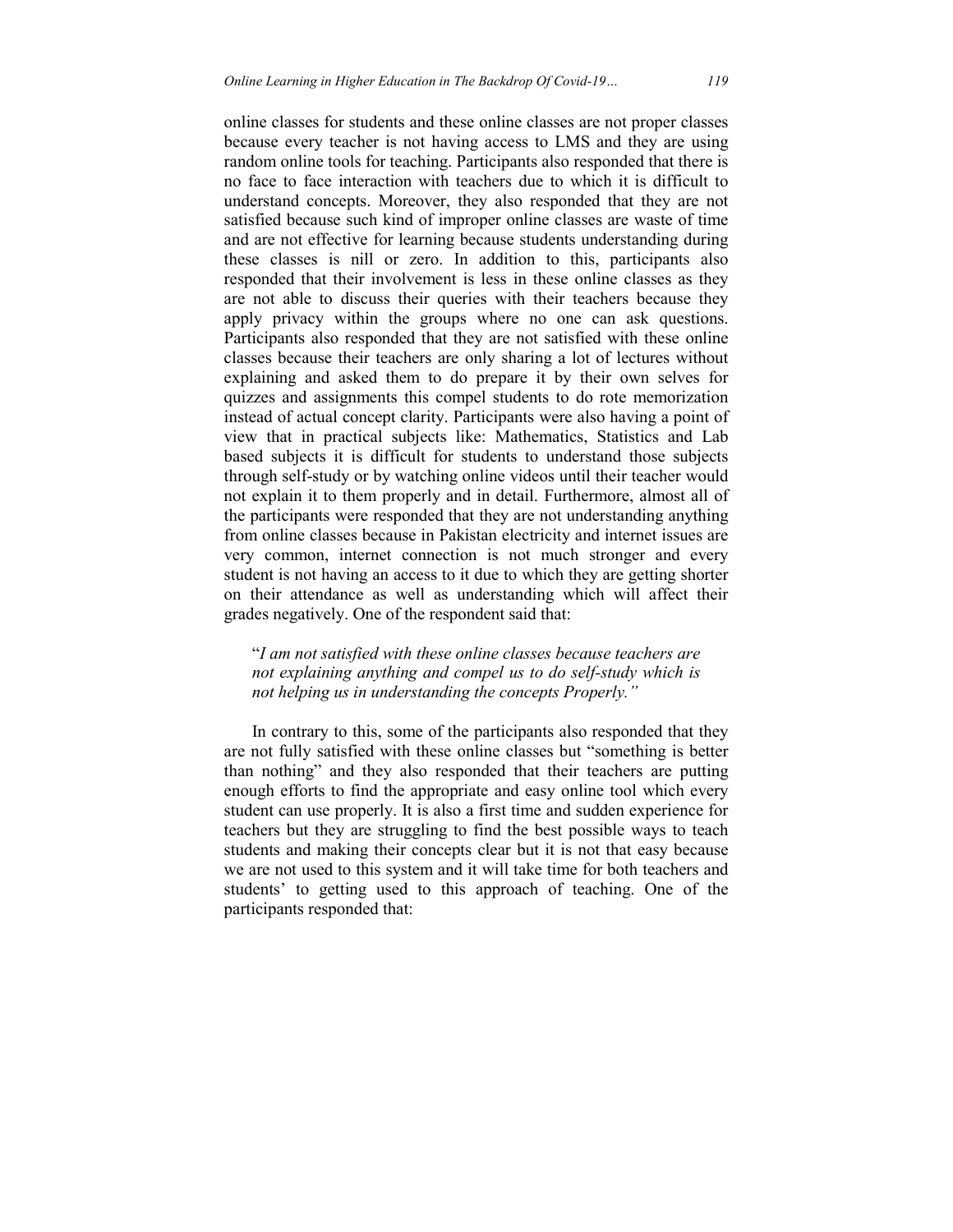online classes for students and these online classes are not proper classes because every teacher is not having access to LMS and they are using random online tools for teaching. Participants also responded that there is no face to face interaction with teachers due to which it is difficult to understand concepts. Moreover, they also responded that they are not satisfied because such kind of improper online classes are waste of time and are not effective for learning because students understanding during these classes is nill or zero. In addition to this, participants also responded that their involvement is less in these online classes as they are not able to discuss their queries with their teachers because they apply privacy within the groups where no one can ask questions. Participants also responded that they are not satisfied with these online classes because their teachers are only sharing a lot of lectures without explaining and asked them to do prepare it by their own selves for quizzes and assignments this compel students to do rote memorization instead of actual concept clarity. Participants were also having a point of view that in practical subjects like: Mathematics, Statistics and Lab based subjects it is difficult for students to understand those subjects through self-study or by watching online videos until their teacher would not explain it to them properly and in detail. Furthermore, almost all of the participants were responded that they are not understanding anything from online classes because in Pakistan electricity and internet issues are very common, internet connection is not much stronger and every student is not having an access to it due to which they are getting shorter on their attendance as well as understanding which will affect their grades negatively. One of the respondent said that:

> "*I am not satisfied with these online classes because teachers are not explaining anything and compel us to do self-study which is not helping us in understanding the concepts Properly.*"

In contrary to this, some of the participants also responded that they are not fully satisfied with these online classes but "something is better than nothing" and they also responded that their teachers are putting enough efforts to find the appropriate and easy online tool which every student can use properly. It is also a first time and sudden experience for teachers but they are struggling to find the best possible ways to teach students and making their concepts clear but it is not that easy because we are not used to this system and it will take time for both teachers and students' to getting used to this approach of teaching. One of the participants responded that: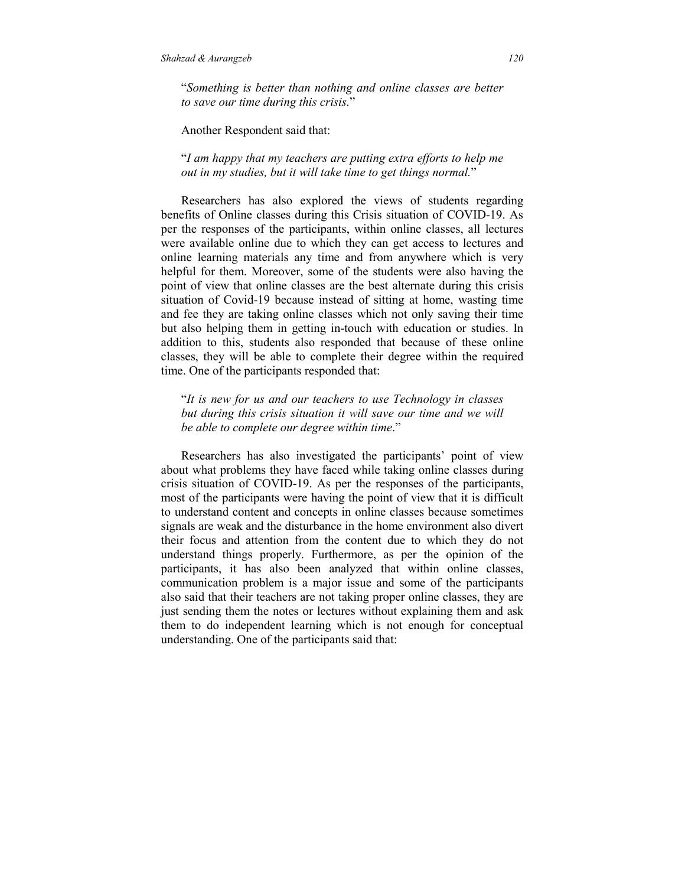"*Something is better than nothing and online classes are better to save our time during this crisis.*"

Another Respondent said that:

"*I am happy that my teachers are putting extra efforts to help me out in my studies, but it will take time to get things normal.*"

Researchers has also explored the views of students regarding benefits of Online classes during this Crisis situation of COVID-19. As per the responses of the participants, within online classes, all lectures were available online due to which they can get access to lectures and online learning materials any time and from anywhere which is very helpful for them. Moreover, some of the students were also having the point of view that online classes are the best alternate during this crisis situation of Covid-19 because instead of sitting at home, wasting time and fee they are taking online classes which not only saving their time but also helping them in getting in-touch with education or studies. In addition to this, students also responded that because of these online classes, they will be able to complete their degree within the required time. One of the participants responded that:

"*It is new for us and our teachers to use Technology in classes but during this crisis situation it will save our time and we will be able to complete our degree within time*."

Researchers has also investigated the participants' point of view about what problems they have faced while taking online classes during crisis situation of COVID-19. As per the responses of the participants, most of the participants were having the point of view that it is difficult to understand content and concepts in online classes because sometimes signals are weak and the disturbance in the home environment also divert their focus and attention from the content due to which they do not understand things properly. Furthermore, as per the opinion of the participants, it has also been analyzed that within online classes, communication problem is a major issue and some of the participants also said that their teachers are not taking proper online classes, they are just sending them the notes or lectures without explaining them and ask them to do independent learning which is not enough for conceptual understanding. One of the participants said that: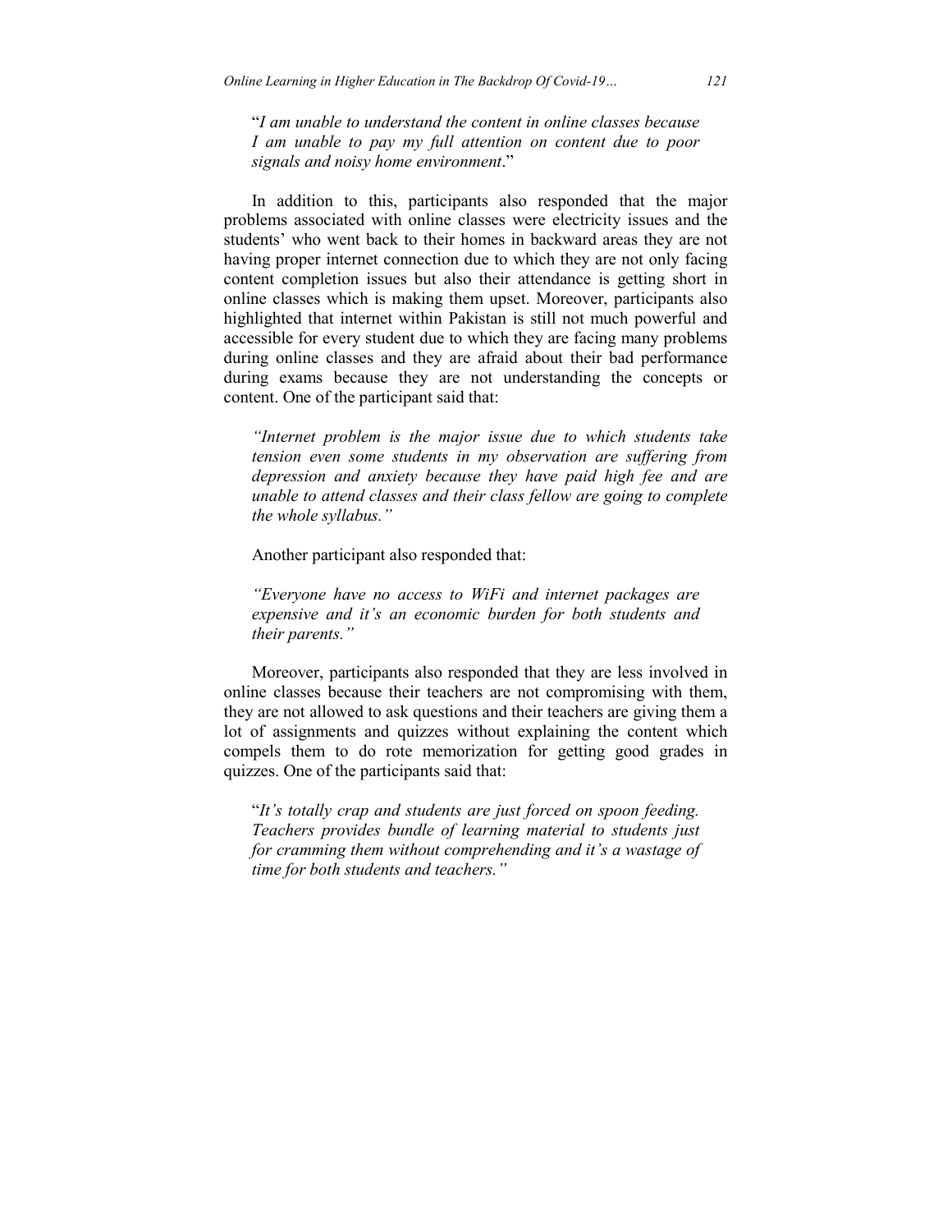"*I am unable to understand the content in online classes because I am unable to pay my full attention on content due to poor signals and noisy home environment*."

In addition to this, participants also responded that the major problems associated with online classes were electricity issues and the students' who went back to their homes in backward areas they are not having proper internet connection due to which they are not only facing content completion issues but also their attendance is getting short in online classes which is making them upset. Moreover, participants also highlighted that internet within Pakistan is still not much powerful and accessible for every student due to which they are facing many problems during online classes and they are afraid about their bad performance during exams because they are not understanding the concepts or content. One of the participant said that:

*"Internet problem is the major issue due to which students take tension even some students in my observation are suffering from depression and anxiety because they have paid high fee and are unable to attend classes and their class fellow are going to complete the whole syllabus."*

Another participant also responded that:

*"Everyone have no access to WiFi and internet packages are expensive and it's an economic burden for both students and their parents."*

Moreover, participants also responded that they are less involved in online classes because their teachers are not compromising with them, they are not allowed to ask questions and their teachers are giving them a lot of assignments and quizzes without explaining the content which compels them to do rote memorization for getting good grades in quizzes. One of the participants said that:

"*It's totally crap and students are just forced on spoon feeding. Teachers provides bundle of learning material to students just for cramming them without comprehending and it's a wastage of time for both students and teachers."*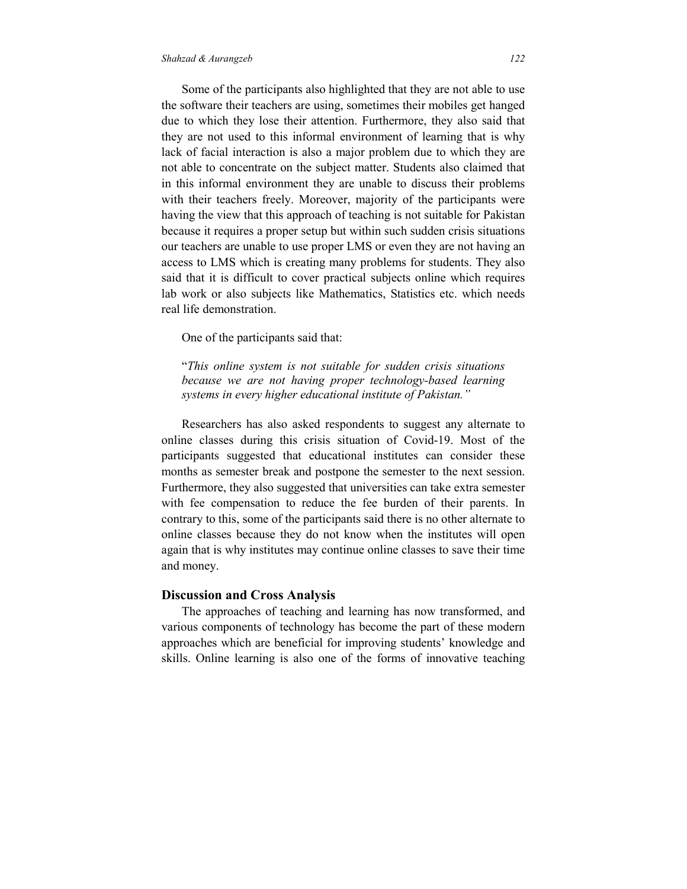Some of the participants also highlighted that they are not able to use the software their teachers are using, sometimes their mobiles get hanged due to which they lose their attention. Furthermore, they also said that they are not used to this informal environment of learning that is why lack of facial interaction is also a major problem due to which they are not able to concentrate on the subject matter. Students also claimed that in this informal environment they are unable to discuss their problems with their teachers freely. Moreover, majority of the participants were having the view that this approach of teaching is not suitable for Pakistan because it requires a proper setup but within such sudden crisis situations our teachers are unable to use proper LMS or even they are not having an access to LMS which is creating many problems for students. They also said that it is difficult to cover practical subjects online which requires lab work or also subjects like Mathematics, Statistics etc. which needs real life demonstration.

One of the participants said that:

> "*This online system is not suitable for sudden crisis situations because we are not having proper technology-based learning systems in every higher educational institute of Pakistan.*"

Researchers has also asked respondents to suggest any alternate to online classes during this crisis situation of Covid-19. Most of the participants suggested that educational institutes can consider these months as semester break and postpone the semester to the next session. Furthermore, they also suggested that universities can take extra semester with fee compensation to reduce the fee burden of their parents. In contrary to this, some of the participants said there is no other alternate to online classes because they do not know when the institutes will open again that is why institutes may continue online classes to save their time and money.

## Discussion and Cross Analysis

The approaches of teaching and learning has now transformed, and various components of technology has become the part of these modern approaches which are beneficial for improving students' knowledge and skills. Online learning is also one of the forms of innovative teaching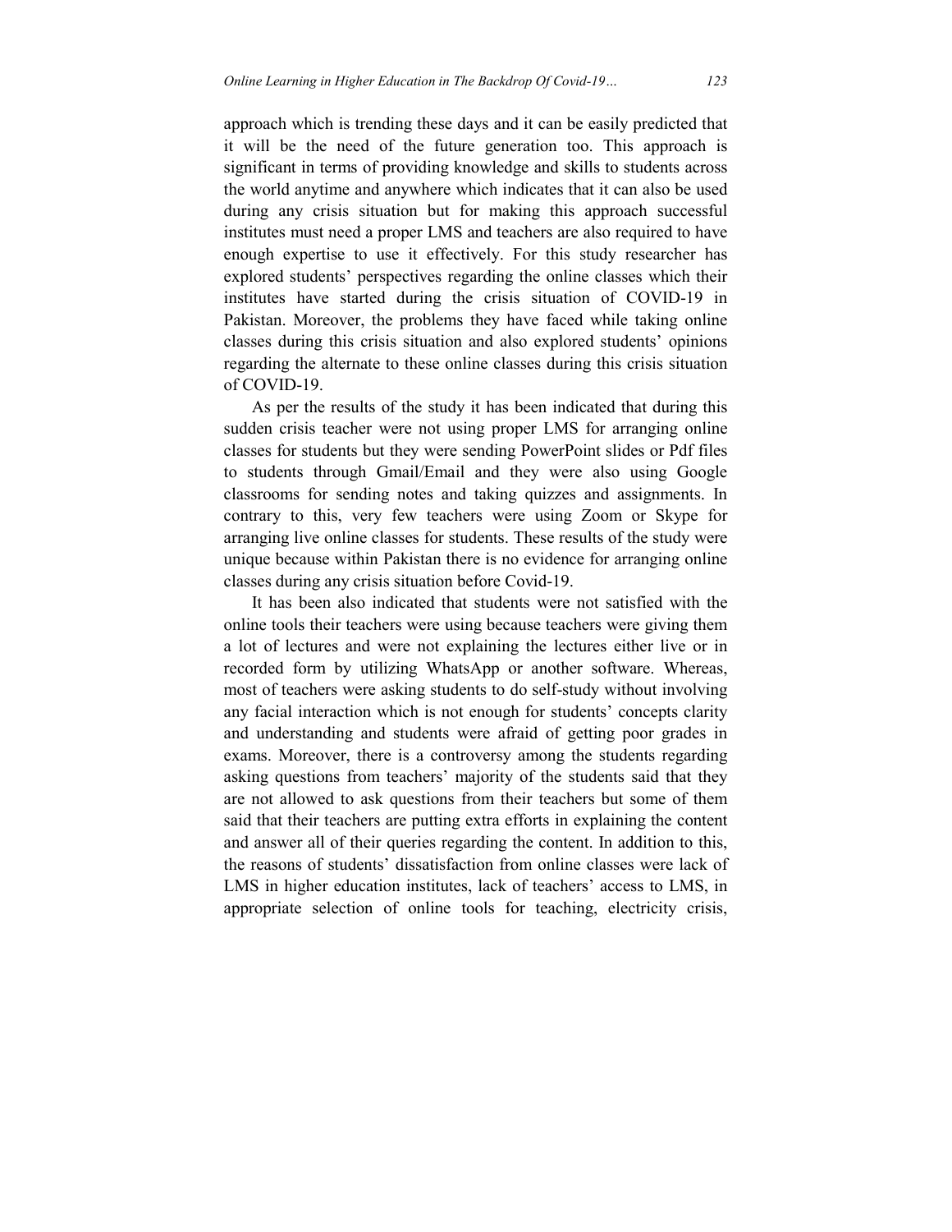approach which is trending these days and it can be easily predicted that it will be the need of the future generation too. This approach is significant in terms of providing knowledge and skills to students across the world anytime and anywhere which indicates that it can also be used during any crisis situation but for making this approach successful institutes must need a proper LMS and teachers are also required to have enough expertise to use it effectively. For this study researcher has explored students' perspectives regarding the online classes which their institutes have started during the crisis situation of COVID-19 in Pakistan. Moreover, the problems they have faced while taking online classes during this crisis situation and also explored students' opinions regarding the alternate to these online classes during this crisis situation of COVID-19.

As per the results of the study it has been indicated that during this sudden crisis teacher were not using proper LMS for arranging online classes for students but they were sending PowerPoint slides or Pdf files to students through Gmail/Email and they were also using Google classrooms for sending notes and taking quizzes and assignments. In contrary to this, very few teachers were using Zoom or Skype for arranging live online classes for students. These results of the study were unique because within Pakistan there is no evidence for arranging online classes during any crisis situation before Covid-19.

It has been also indicated that students were not satisfied with the online tools their teachers were using because teachers were giving them a lot of lectures and were not explaining the lectures either live or in recorded form by utilizing WhatsApp or another software. Whereas, most of teachers were asking students to do self-study without involving any facial interaction which is not enough for students' concepts clarity and understanding and students were afraid of getting poor grades in exams. Moreover, there is a controversy among the students regarding asking questions from teachers' majority of the students said that they are not allowed to ask questions from their teachers but some of them said that their teachers are putting extra efforts in explaining the content and answer all of their queries regarding the content. In addition to this, the reasons of students' dissatisfaction from online classes were lack of LMS in higher education institutes, lack of teachers' access to LMS, in appropriate selection of online tools for teaching, electricity crisis,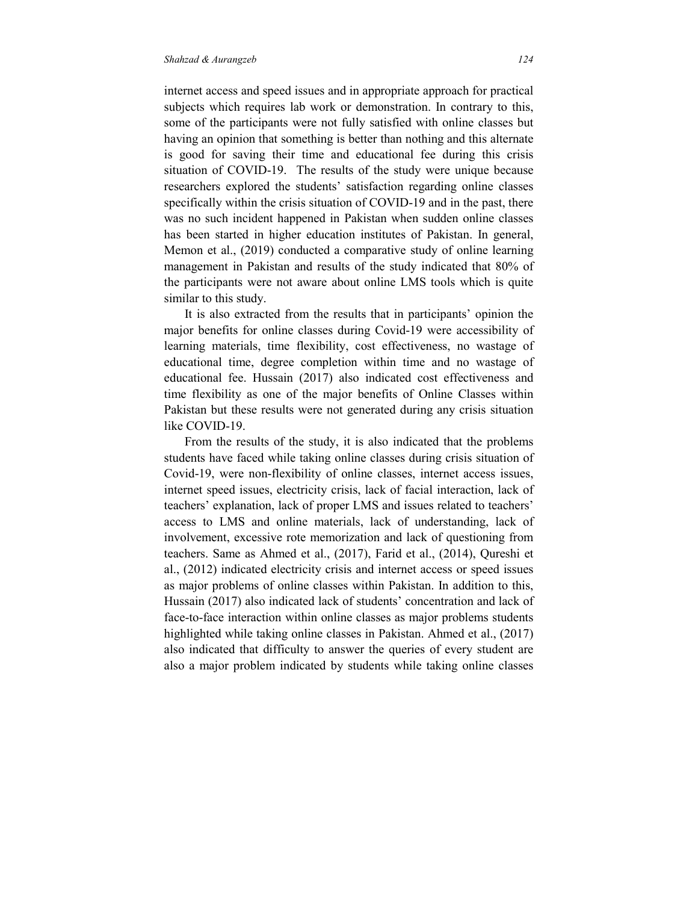internet access and speed issues and in appropriate approach for practical subjects which requires lab work or demonstration. In contrary to this, some of the participants were not fully satisfied with online classes but having an opinion that something is better than nothing and this alternate is good for saving their time and educational fee during this crisis situation of COVID-19. The results of the study were unique because researchers explored the students' satisfaction regarding online classes specifically within the crisis situation of COVID-19 and in the past, there was no such incident happened in Pakistan when sudden online classes has been started in higher education institutes of Pakistan. In general, Memon et al., (2019) conducted a comparative study of online learning management in Pakistan and results of the study indicated that 80% of the participants were not aware about online LMS tools which is quite similar to this study.

It is also extracted from the results that in participants' opinion the major benefits for online classes during Covid-19 were accessibility of learning materials, time flexibility, cost effectiveness, no wastage of educational time, degree completion within time and no wastage of educational fee. Hussain (2017) also indicated cost effectiveness and time flexibility as one of the major benefits of Online Classes within Pakistan but these results were not generated during any crisis situation like COVID-19.

From the results of the study, it is also indicated that the problems students have faced while taking online classes during crisis situation of Covid-19, were non-flexibility of online classes, internet access issues, internet speed issues, electricity crisis, lack of facial interaction, lack of teachers' explanation, lack of proper LMS and issues related to teachers' access to LMS and online materials, lack of understanding, lack of involvement, excessive rote memorization and lack of questioning from teachers. Same as Ahmed et al., (2017), Farid et al., (2014), Qureshi et al., (2012) indicated electricity crisis and internet access or speed issues as major problems of online classes within Pakistan. In addition to this, Hussain (2017) also indicated lack of students' concentration and lack of face-to-face interaction within online classes as major problems students highlighted while taking online classes in Pakistan. Ahmed et al., (2017) also indicated that difficulty to answer the queries of every student are also a major problem indicated by students while taking online classes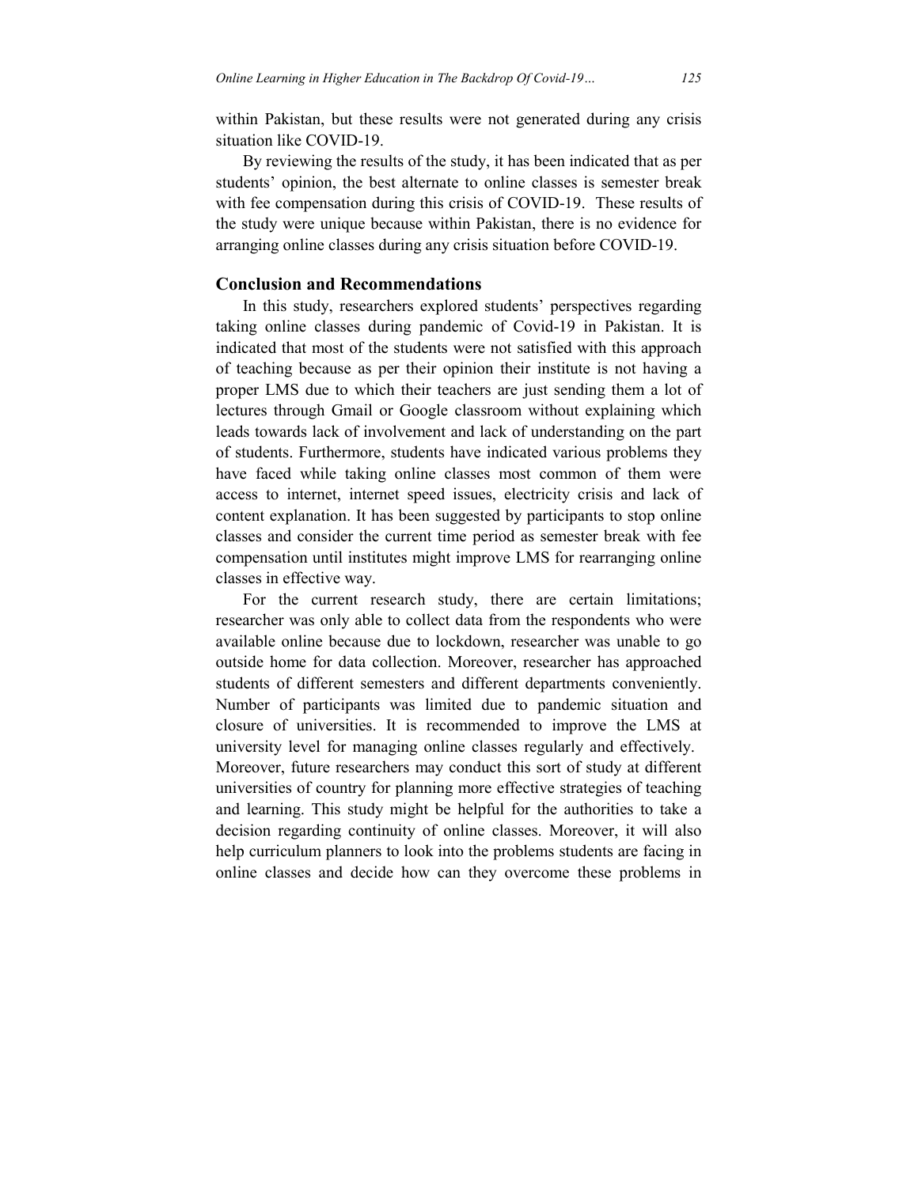within Pakistan, but these results were not generated during any crisis situation like COVID-19.

By reviewing the results of the study, it has been indicated that as per students' opinion, the best alternate to online classes is semester break with fee compensation during this crisis of COVID-19. These results of the study were unique because within Pakistan, there is no evidence for arranging online classes during any crisis situation before COVID-19.

## Conclusion and Recommendations

In this study, researchers explored students' perspectives regarding taking online classes during pandemic of Covid-19 in Pakistan. It is indicated that most of the students were not satisfied with this approach of teaching because as per their opinion their institute is not having a proper LMS due to which their teachers are just sending them a lot of lectures through Gmail or Google classroom without explaining which leads towards lack of involvement and lack of understanding on the part of students. Furthermore, students have indicated various problems they have faced while taking online classes most common of them were access to internet, internet speed issues, electricity crisis and lack of content explanation. It has been suggested by participants to stop online classes and consider the current time period as semester break with fee compensation until institutes might improve LMS for rearranging online classes in effective way.

For the current research study, there are certain limitations; researcher was only able to collect data from the respondents who were available online because due to lockdown, researcher was unable to go outside home for data collection. Moreover, researcher has approached students of different semesters and different departments conveniently. Number of participants was limited due to pandemic situation and closure of universities. It is recommended to improve the LMS at university level for managing online classes regularly and effectively. Moreover, future researchers may conduct this sort of study at different universities of country for planning more effective strategies of teaching and learning. This study might be helpful for the authorities to take a decision regarding continuity of online classes. Moreover, it will also help curriculum planners to look into the problems students are facing in online classes and decide how can they overcome these problems in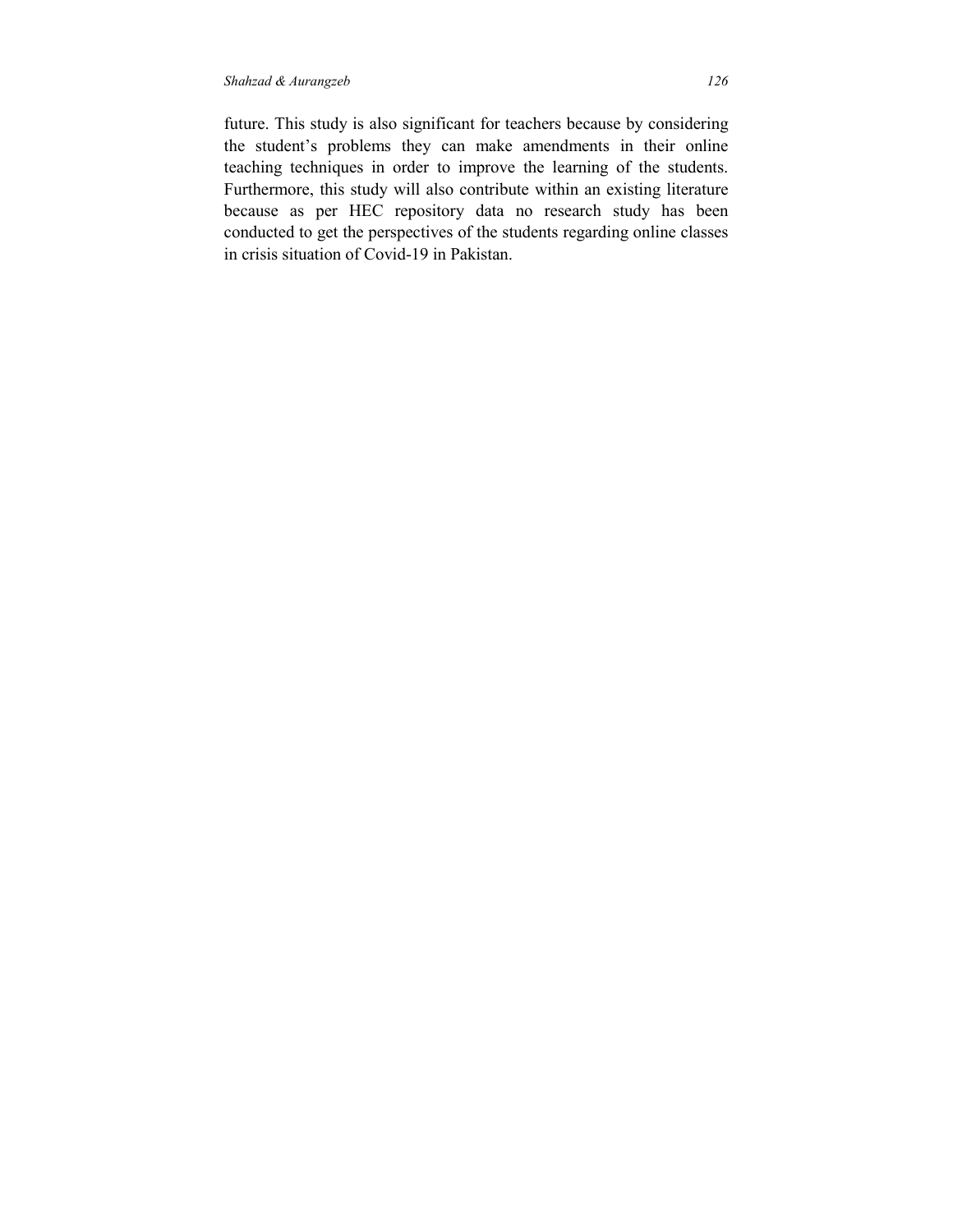future. This study is also significant for teachers because by considering the student's problems they can make amendments in their online teaching techniques in order to improve the learning of the students. Furthermore, this study will also contribute within an existing literature because as per HEC repository data no research study has been conducted to get the perspectives of the students regarding online classes in crisis situation of Covid-19 in Pakistan.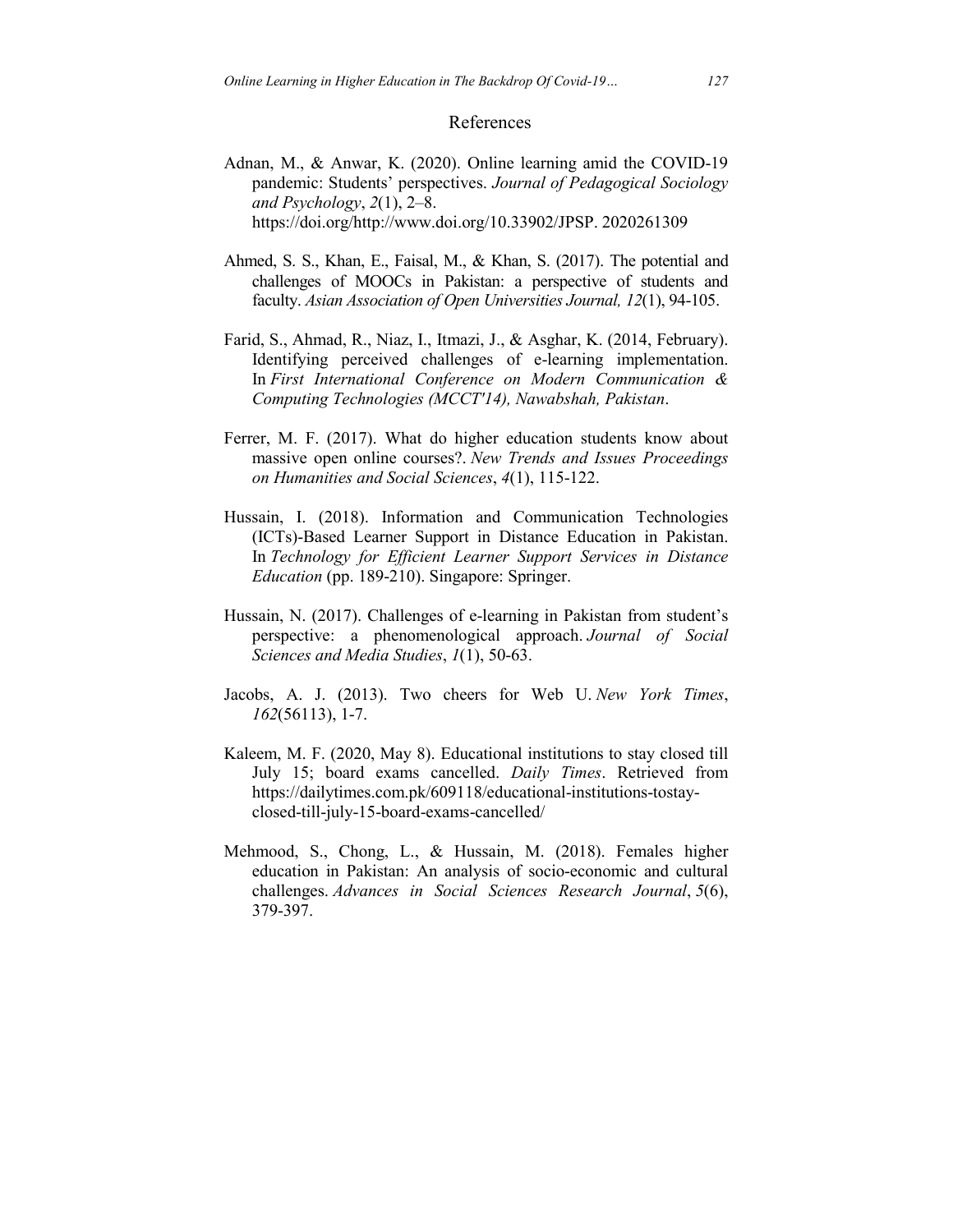## References

Adnan, M., & Anwar, K. (2020). Online learning amid the COVID-19 pandemic: Students' perspectives. *Journal of Pedagogical Sociology and Psychology*, *2*(1), 2–8. https://doi.org/http://www.doi.org/10.33902/JPSP. 2020261309

Ahmed, S. S., Khan, E., Faisal, M., & Khan, S. (2017). The potential and challenges of MOOCs in Pakistan: a perspective of students and faculty. *Asian Association of Open Universities Journal, 12*(1), 94-105.

Farid, S., Ahmad, R., Niaz, I., Itmazi, J., & Asghar, K. (2014, February). Identifying perceived challenges of e-learning implementation. In *First International Conference on Modern Communication & Computing Technologies (MCCT'14), Nawabshah, Pakistan*.

Ferrer, M. F. (2017). What do higher education students know about massive open online courses?. *New Trends and Issues Proceedings on Humanities and Social Sciences*, *4*(1), 115-122.

Hussain, I. (2018). Information and Communication Technologies (ICTs)-Based Learner Support in Distance Education in Pakistan. In *Technology for Efficient Learner Support Services in Distance Education* (pp. 189-210). Singapore: Springer.

Hussain, N. (2017). Challenges of e-learning in Pakistan from student's perspective: a phenomenological approach. *Journal of Social Sciences and Media Studies*, *1*(1), 50-63.

Jacobs, A. J. (2013). Two cheers for Web U. *New York Times*, *162*(56113), 1-7.

Kaleem, M. F. (2020, May 8). Educational institutions to stay closed till July 15; board exams cancelled. *Daily Times*. Retrieved from https://dailytimes.com.pk/609118/educational-institutions-tostay-closed-till-july-15-board-exams-cancelled/

Mehmood, S., Chong, L., & Hussain, M. (2018). Females higher education in Pakistan: An analysis of socio-economic and cultural challenges. *Advances in Social Sciences Research Journal*, *5*(6), 379-397.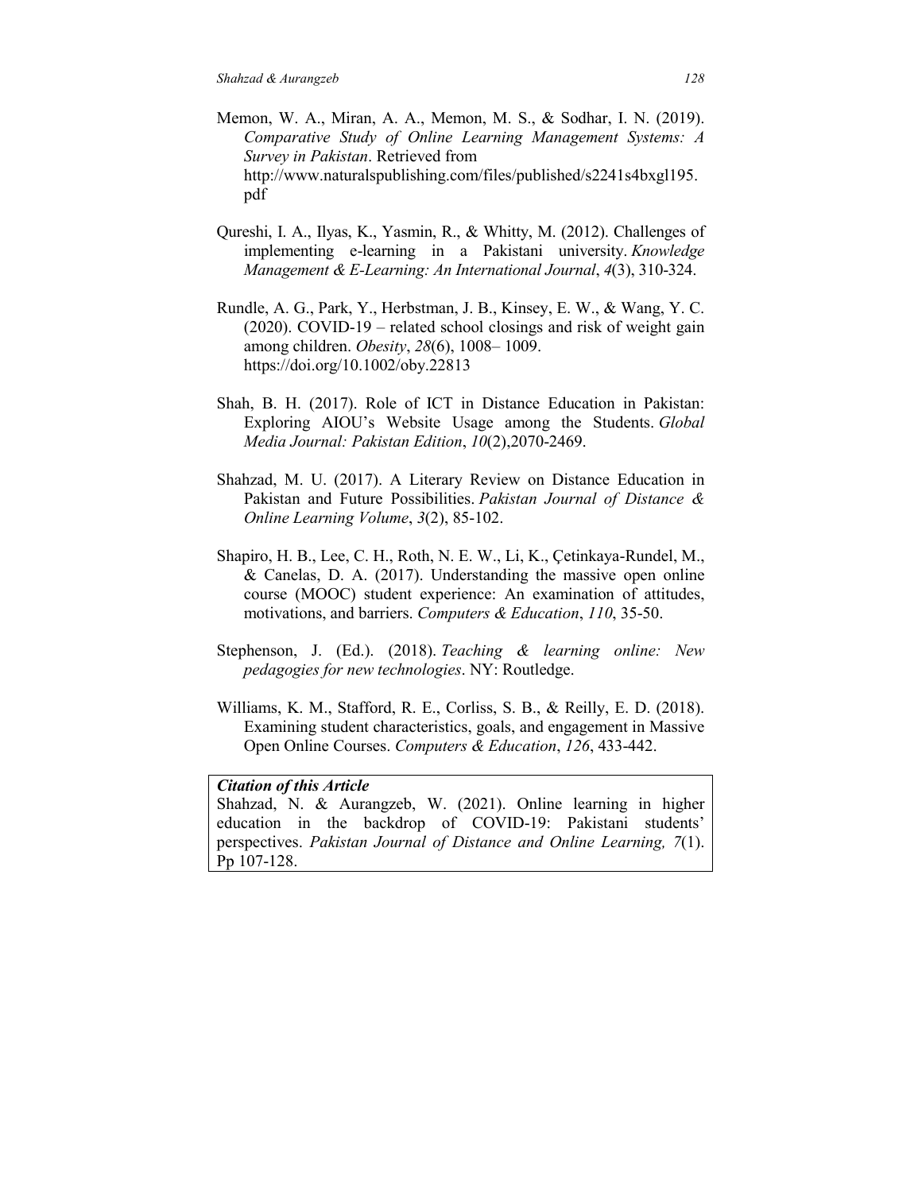Memon, W. A., Miran, A. A., Memon, M. S., & Sodhar, I. N. (2019). *Comparative Study of Online Learning Management Systems: A Survey in Pakistan*. Retrieved from http://www.naturalspublishing.com/files/published/s2241s4bxgl195.pdf

Qureshi, I. A., Ilyas, K., Yasmin, R., & Whitty, M. (2012). Challenges of implementing e-learning in a Pakistani university. *Knowledge Management & E-Learning: An International Journal*, *4*(3), 310-324.

Rundle, A. G., Park, Y., Herbstman, J. B., Kinsey, E. W., & Wang, Y. C. (2020). COVID-19 – related school closings and risk of weight gain among children. *Obesity*, *28*(6), 1008– 1009. https://doi.org/10.1002/oby.22813

Shah, B. H. (2017). Role of ICT in Distance Education in Pakistan: Exploring AIOU's Website Usage among the Students. *Global Media Journal: Pakistan Edition*, *10*(2),2070-2469.

Shahzad, M. U. (2017). A Literary Review on Distance Education in Pakistan and Future Possibilities. *Pakistan Journal of Distance & Online Learning Volume*, *3*(2), 85-102.

Shapiro, H. B., Lee, C. H., Roth, N. E. W., Li, K., Çetinkaya-Rundel, M., & Canelas, D. A. (2017). Understanding the massive open online course (MOOC) student experience: An examination of attitudes, motivations, and barriers. *Computers & Education*, *110*, 35-50.

Stephenson, J. (Ed.). (2018). *Teaching & learning online: New pedagogies for new technologies*. NY: Routledge.

Williams, K. M., Stafford, R. E., Corliss, S. B., & Reilly, E. D. (2018). Examining student characteristics, goals, and engagement in Massive Open Online Courses. *Computers & Education*, *126*, 433-442.

***Citation of this Article***

Shahzad, N. & Aurangzeb, W. (2021). Online learning in higher education in the backdrop of COVID-19: Pakistani students' perspectives. *Pakistan Journal of Distance and Online Learning, 7*(1). Pp 107-128.